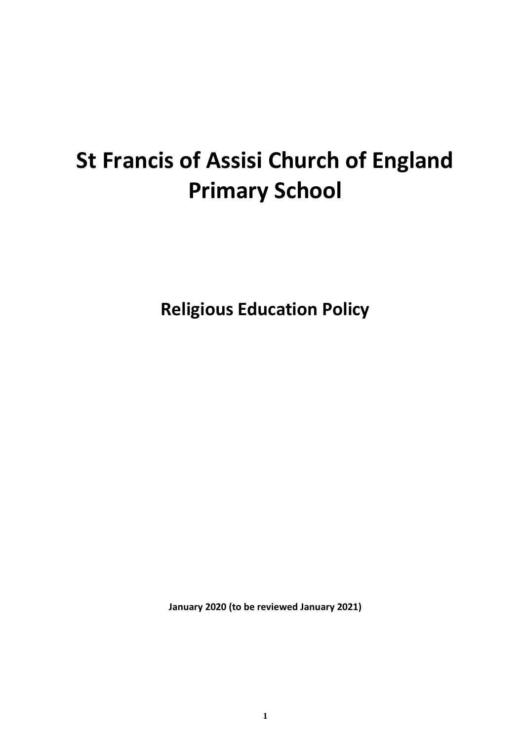# St Francis of Assisi Church of England Primary School

## Religious Education Policy

**January 2020 (to be reviewed January 2021)**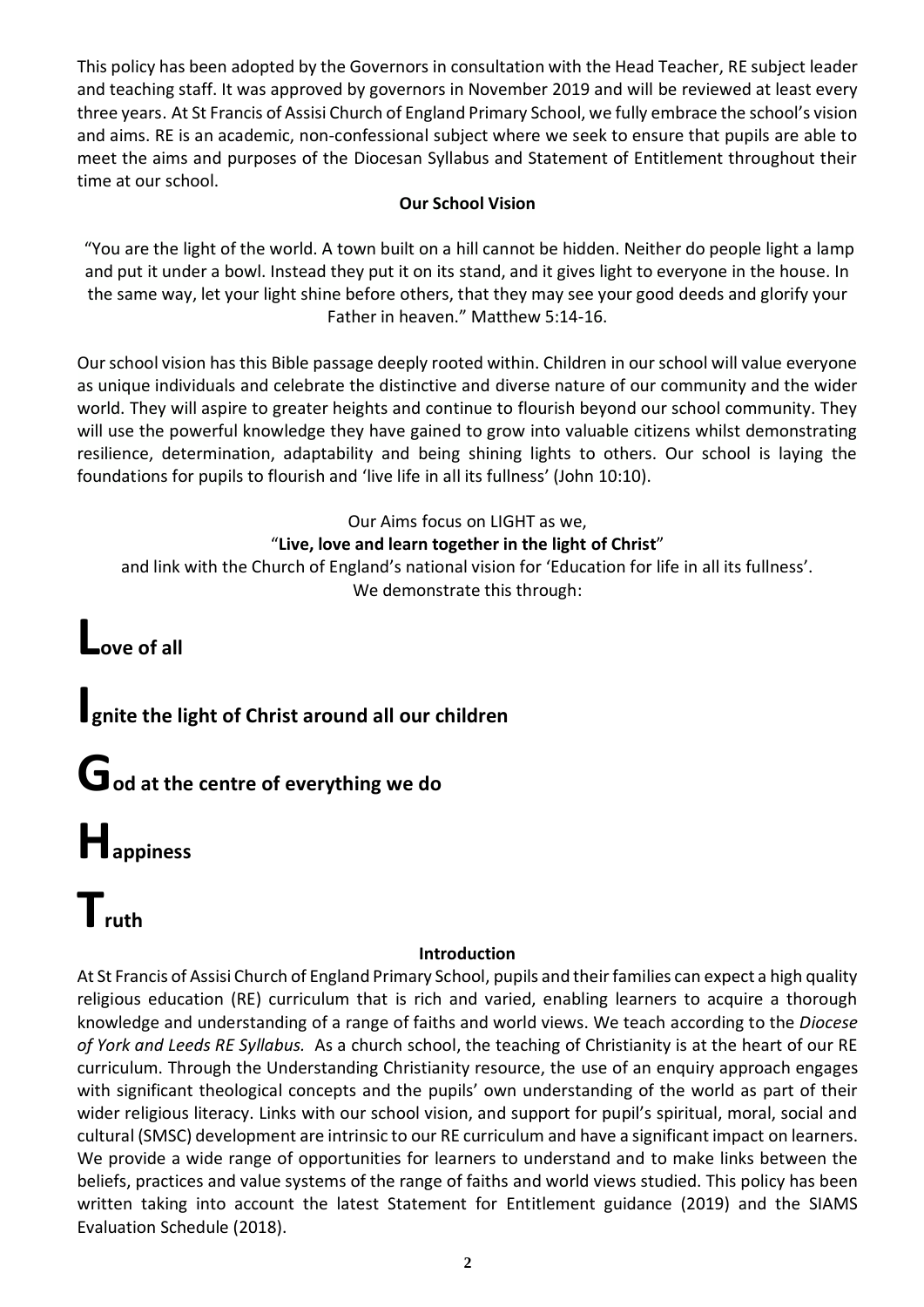This policy has been adopted by the Governors in consultation with the Head Teacher, RE subject leader and teaching staff. It was approved by governors in November 2019 and will be reviewed at least every three years. At St Francis of Assisi Church of England Primary School, we fully embrace the school's vision and aims. RE is an academic, non-confessional subject where we seek to ensure that pupils are able to meet the aims and purposes of the Diocesan Syllabus and Statement of Entitlement throughout their time at our school.

## Our School Vision

"You are the light of the world. A town built on a hill cannot be hidden. Neither do people light a lamp and put it under a bowl. Instead they put it on its stand, and it gives light to everyone in the house. In the same way, let your light shine before others, that they may see your good deeds and glorify your Father in heaven." Matthew 5:14-16.

Our school vision has this Bible passage deeply rooted within. Children in our school will value everyone as unique individuals and celebrate the distinctive and diverse nature of our community and the wider world. They will aspire to greater heights and continue to flourish beyond our school community. They will use the powerful knowledge they have gained to grow into valuable citizens whilst demonstrating resilience, determination, adaptability and being shining lights to others. Our school is laying the foundations for pupils to flourish and 'live life in all its fullness' (John 10:10).

Our Aims focus on LIGHT as we,

"**Live, love and learn together in the light of Christ**"

and link with the Church of England's national vision for 'Education for life in all its fullness'.

We demonstrate this through:

**Love of all**

**Ignite the light of Christ around all our children**

**God at the centre of everything we do**

**Happiness**

**Truth**

## Introduction

At St Francis of Assisi Church of England Primary School, pupils and their families can expect a high quality religious education (RE) curriculum that is rich and varied, enabling learners to acquire a thorough knowledge and understanding of a range of faiths and world views. We teach according to the *Diocese of York and Leeds RE Syllabus.* As a church school, the teaching of Christianity is at the heart of our RE curriculum. Through the Understanding Christianity resource, the use of an enquiry approach engages with significant theological concepts and the pupils' own understanding of the world as part of their wider religious literacy. Links with our school vision, and support for pupil's spiritual, moral, social and cultural (SMSC) development are intrinsic to our RE curriculum and have a significant impact on learners. We provide a wide range of opportunities for learners to understand and to make links between the beliefs, practices and value systems of the range of faiths and world views studied. This policy has been written taking into account the latest Statement for Entitlement guidance (2019) and the SIAMS Evaluation Schedule (2018).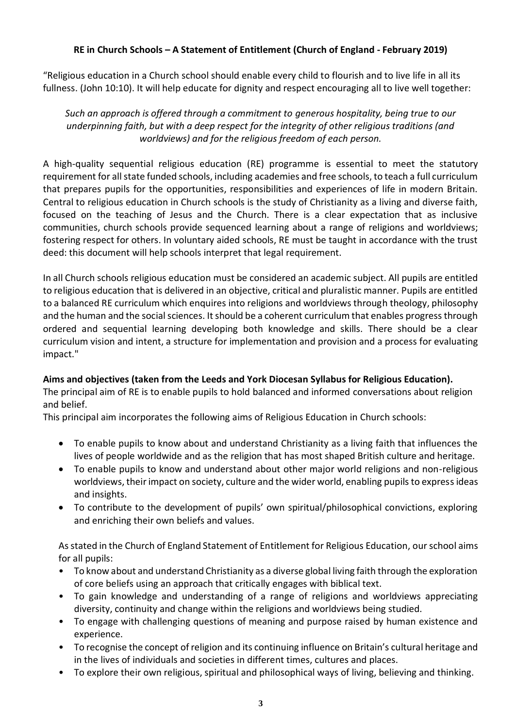**RE in Church Schools – A Statement of Entitlement (Church of England - February 2019)**

"Religious education in a Church school should enable every child to flourish and to live life in all its fullness. (John 10:10). It will help educate for dignity and respect encouraging all to live well together:

*Such an approach is offered through a commitment to generous hospitality, being true to our underpinning faith, but with a deep respect for the integrity of other religious traditions (and worldviews) and for the religious freedom of each person.*

A high-quality sequential religious education (RE) programme is essential to meet the statutory requirement for all state funded schools, including academies and free schools, to teach a full curriculum that prepares pupils for the opportunities, responsibilities and experiences of life in modern Britain. Central to religious education in Church schools is the study of Christianity as a living and diverse faith, focused on the teaching of Jesus and the Church. There is a clear expectation that as inclusive communities, church schools provide sequenced learning about a range of religions and worldviews; fostering respect for others. In voluntary aided schools, RE must be taught in accordance with the trust deed: this document will help schools interpret that legal requirement.

In all Church schools religious education must be considered an academic subject. All pupils are entitled to religious education that is delivered in an objective, critical and pluralistic manner. Pupils are entitled to a balanced RE curriculum which enquires into religions and worldviews through theology, philosophy and the human and the social sciences. It should be a coherent curriculum that enables progress through ordered and sequential learning developing both knowledge and skills. There should be a clear curriculum vision and intent, a structure for implementation and provision and a process for evaluating impact."

**Aims and objectives (taken from the Leeds and York Diocesan Syllabus for Religious Education).**

The principal aim of RE is to enable pupils to hold balanced and informed conversations about religion and belief.

This principal aim incorporates the following aims of Religious Education in Church schools:

- To enable pupils to know about and understand Christianity as a living faith that influences the lives of people worldwide and as the religion that has most shaped British culture and heritage.
- To enable pupils to know and understand about other major world religions and non-religious worldviews, their impact on society, culture and the wider world, enabling pupils to express ideas and insights.
- To contribute to the development of pupils' own spiritual/philosophical convictions, exploring and enriching their own beliefs and values.

As stated in the Church of England Statement of Entitlement for Religious Education, our school aims for all pupils:

- To know about and understand Christianity as a diverse global living faith through the exploration of core beliefs using an approach that critically engages with biblical text.
- To gain knowledge and understanding of a range of religions and worldviews appreciating diversity, continuity and change within the religions and worldviews being studied.
- To engage with challenging questions of meaning and purpose raised by human existence and experience.
- To recognise the concept of religion and its continuing influence on Britain's cultural heritage and in the lives of individuals and societies in different times, cultures and places.
- To explore their own religious, spiritual and philosophical ways of living, believing and thinking.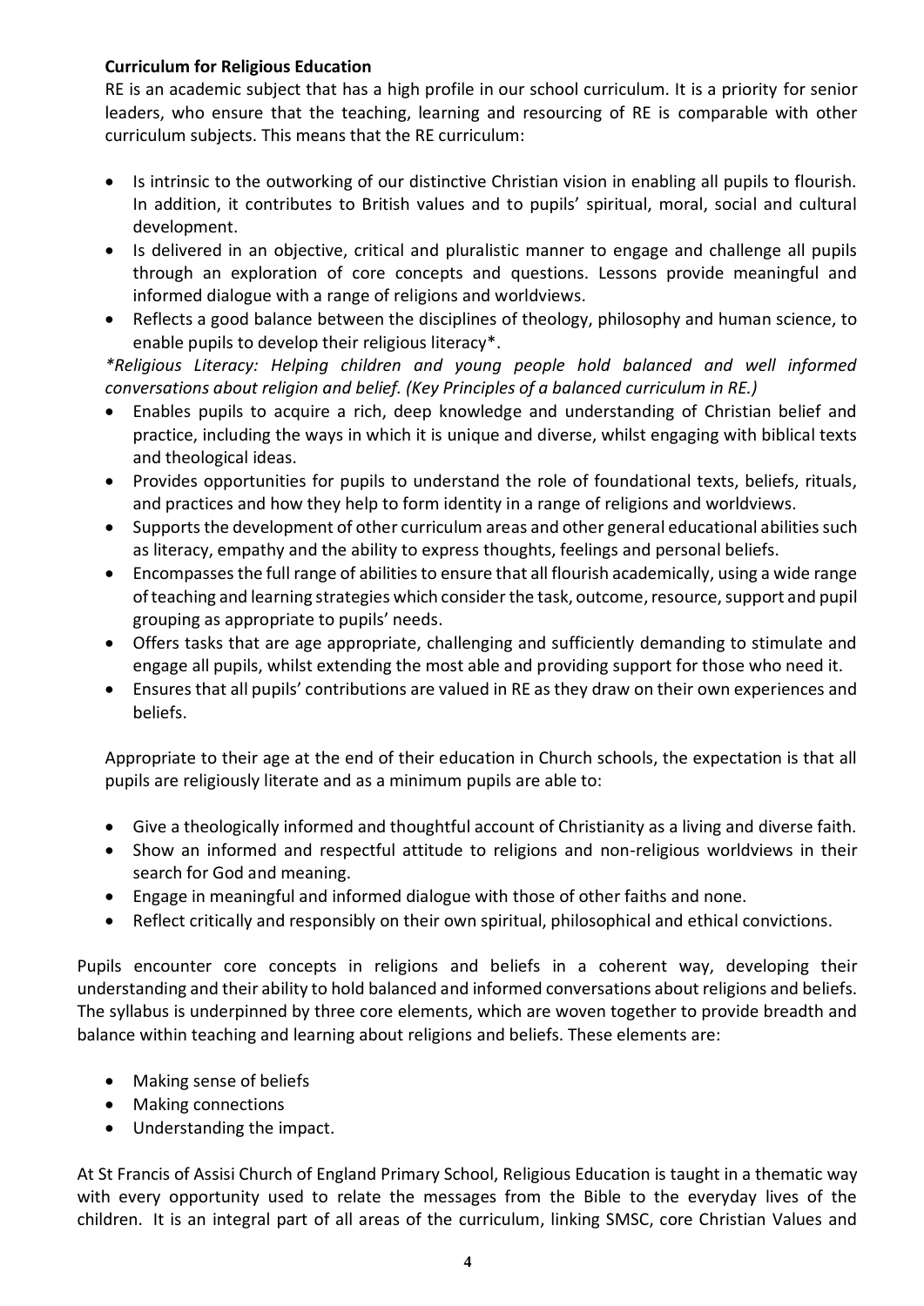**Curriculum for Religious Education**

RE is an academic subject that has a high profile in our school curriculum. It is a priority for senior leaders, who ensure that the teaching, learning and resourcing of RE is comparable with other curriculum subjects. This means that the RE curriculum:

- Is intrinsic to the outworking of our distinctive Christian vision in enabling all pupils to flourish. In addition, it contributes to British values and to pupils' spiritual, moral, social and cultural development.
- Is delivered in an objective, critical and pluralistic manner to engage and challenge all pupils through an exploration of core concepts and questions. Lessons provide meaningful and informed dialogue with a range of religions and worldviews.
- Reflects a good balance between the disciplines of theology, philosophy and human science, to enable pupils to develop their religious literacy*.

*\*Religious Literacy: Helping children and young people hold balanced and well informed conversations about religion and belief. (Key Principles of a balanced curriculum in RE.)*

- Enables pupils to acquire a rich, deep knowledge and understanding of Christian belief and practice, including the ways in which it is unique and diverse, whilst engaging with biblical texts and theological ideas.
- Provides opportunities for pupils to understand the role of foundational texts, beliefs, rituals, and practices and how they help to form identity in a range of religions and worldviews.
- Supports the development of other curriculum areas and other general educational abilities such as literacy, empathy and the ability to express thoughts, feelings and personal beliefs.
- Encompasses the full range of abilities to ensure that all flourish academically, using a wide range of teaching and learning strategies which consider the task, outcome, resource, support and pupil grouping as appropriate to pupils' needs.
- Offers tasks that are age appropriate, challenging and sufficiently demanding to stimulate and engage all pupils, whilst extending the most able and providing support for those who need it.
- Ensures that all pupils' contributions are valued in RE as they draw on their own experiences and beliefs.

Appropriate to their age at the end of their education in Church schools, the expectation is that all pupils are religiously literate and as a minimum pupils are able to:

- Give a theologically informed and thoughtful account of Christianity as a living and diverse faith.
- Show an informed and respectful attitude to religions and non-religious worldviews in their search for God and meaning.
- Engage in meaningful and informed dialogue with those of other faiths and none.
- Reflect critically and responsibly on their own spiritual, philosophical and ethical convictions.

Pupils encounter core concepts in religions and beliefs in a coherent way, developing their understanding and their ability to hold balanced and informed conversations about religions and beliefs. The syllabus is underpinned by three core elements, which are woven together to provide breadth and balance within teaching and learning about religions and beliefs. These elements are:

- Making sense of beliefs
- Making connections
- Understanding the impact.

At St Francis of Assisi Church of England Primary School, Religious Education is taught in a thematic way with every opportunity used to relate the messages from the Bible to the everyday lives of the children. It is an integral part of all areas of the curriculum, linking SMSC, core Christian Values and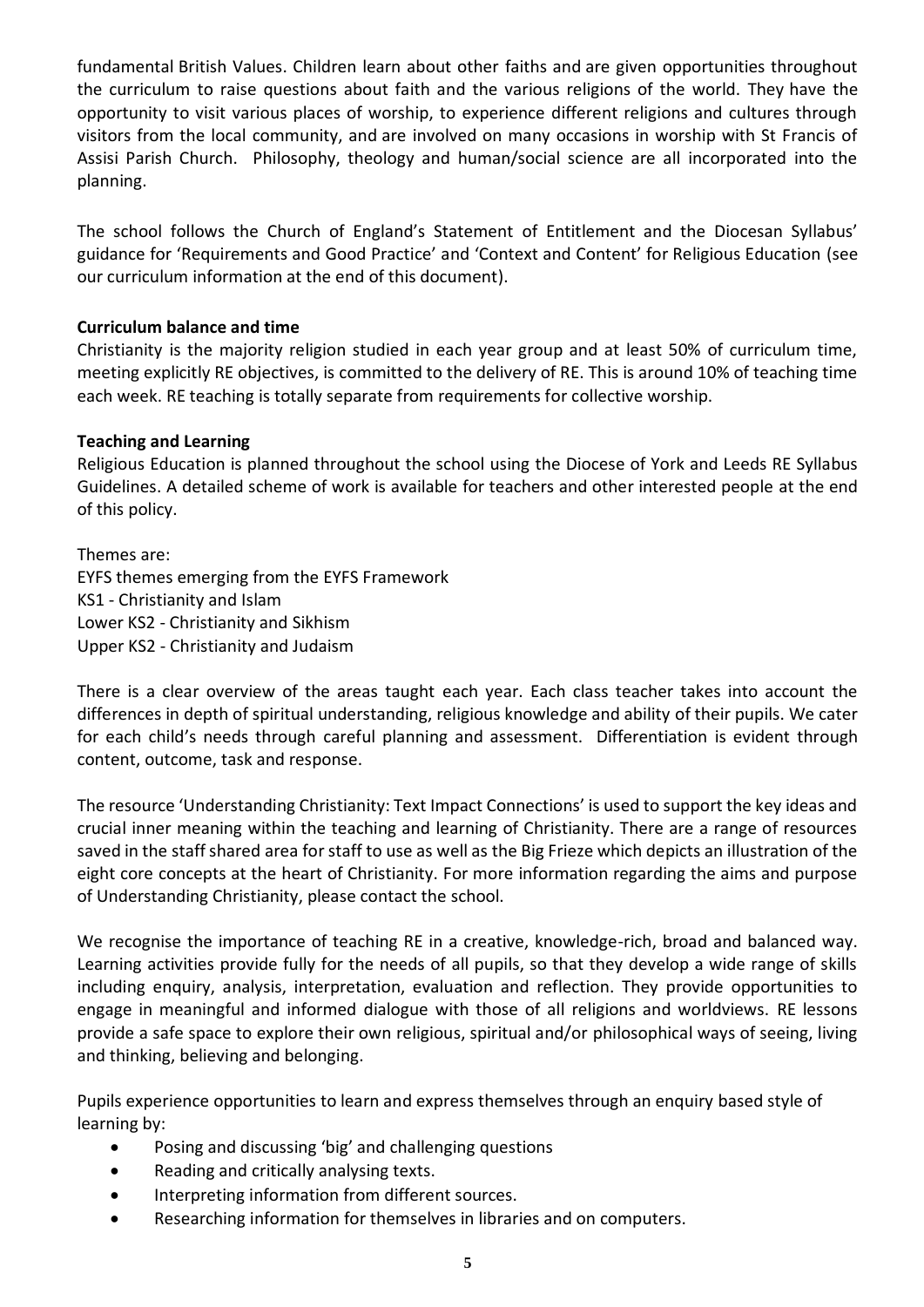fundamental British Values. Children learn about other faiths and are given opportunities throughout the curriculum to raise questions about faith and the various religions of the world. They have the opportunity to visit various places of worship, to experience different religions and cultures through visitors from the local community, and are involved on many occasions in worship with St Francis of Assisi Parish Church. Philosophy, theology and human/social science are all incorporated into the planning.

The school follows the Church of England's Statement of Entitlement and the Diocesan Syllabus' guidance for 'Requirements and Good Practice' and 'Context and Content' for Religious Education (see our curriculum information at the end of this document).

**Curriculum balance and time**

Christianity is the majority religion studied in each year group and at least 50% of curriculum time, meeting explicitly RE objectives, is committed to the delivery of RE. This is around 10% of teaching time each week. RE teaching is totally separate from requirements for collective worship.

**Teaching and Learning**

Religious Education is planned throughout the school using the Diocese of York and Leeds RE Syllabus Guidelines. A detailed scheme of work is available for teachers and other interested people at the end of this policy.

Themes are:
EYFS themes emerging from the EYFS Framework
KS1 - Christianity and Islam
Lower KS2 - Christianity and Sikhism
Upper KS2 - Christianity and Judaism

There is a clear overview of the areas taught each year. Each class teacher takes into account the differences in depth of spiritual understanding, religious knowledge and ability of their pupils. We cater for each child's needs through careful planning and assessment. Differentiation is evident through content, outcome, task and response.

The resource 'Understanding Christianity: Text Impact Connections' is used to support the key ideas and crucial inner meaning within the teaching and learning of Christianity. There are a range of resources saved in the staff shared area for staff to use as well as the Big Frieze which depicts an illustration of the eight core concepts at the heart of Christianity. For more information regarding the aims and purpose of Understanding Christianity, please contact the school.

We recognise the importance of teaching RE in a creative, knowledge-rich, broad and balanced way. Learning activities provide fully for the needs of all pupils, so that they develop a wide range of skills including enquiry, analysis, interpretation, evaluation and reflection. They provide opportunities to engage in meaningful and informed dialogue with those of all religions and worldviews. RE lessons provide a safe space to explore their own religious, spiritual and/or philosophical ways of seeing, living and thinking, believing and belonging.

Pupils experience opportunities to learn and express themselves through an enquiry based style of learning by:

- Posing and discussing 'big' and challenging questions
- Reading and critically analysing texts.
- Interpreting information from different sources.
- Researching information for themselves in libraries and on computers.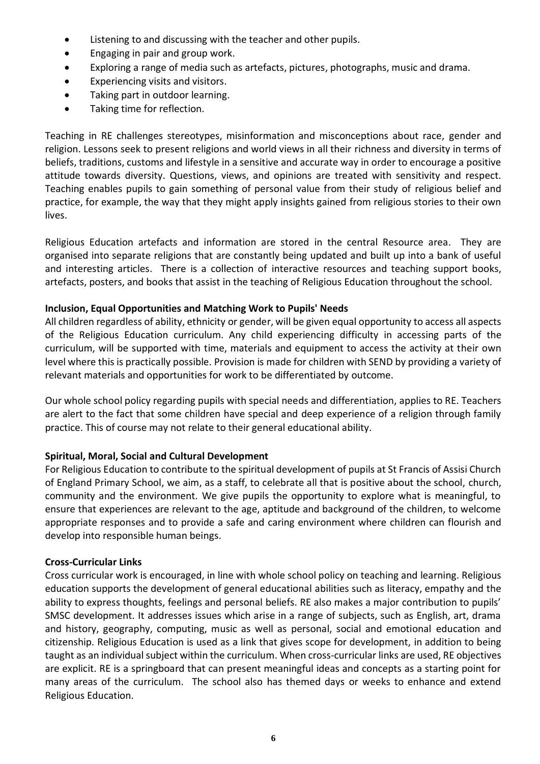- Listening to and discussing with the teacher and other pupils.
- Engaging in pair and group work.
- Exploring a range of media such as artefacts, pictures, photographs, music and drama.
- Experiencing visits and visitors.
- Taking part in outdoor learning.
- Taking time for reflection.

Teaching in RE challenges stereotypes, misinformation and misconceptions about race, gender and religion. Lessons seek to present religions and world views in all their richness and diversity in terms of beliefs, traditions, customs and lifestyle in a sensitive and accurate way in order to encourage a positive attitude towards diversity. Questions, views, and opinions are treated with sensitivity and respect. Teaching enables pupils to gain something of personal value from their study of religious belief and practice, for example, the way that they might apply insights gained from religious stories to their own lives.

Religious Education artefacts and information are stored in the central Resource area. They are organised into separate religions that are constantly being updated and built up into a bank of useful and interesting articles. There is a collection of interactive resources and teaching support books, artefacts, posters, and books that assist in the teaching of Religious Education throughout the school.

**Inclusion, Equal Opportunities and Matching Work to Pupils' Needs**

All children regardless of ability, ethnicity or gender, will be given equal opportunity to access all aspects of the Religious Education curriculum. Any child experiencing difficulty in accessing parts of the curriculum, will be supported with time, materials and equipment to access the activity at their own level where this is practically possible. Provision is made for children with SEND by providing a variety of relevant materials and opportunities for work to be differentiated by outcome.

Our whole school policy regarding pupils with special needs and differentiation, applies to RE. Teachers are alert to the fact that some children have special and deep experience of a religion through family practice. This of course may not relate to their general educational ability.

**Spiritual, Moral, Social and Cultural Development**

For Religious Education to contribute to the spiritual development of pupils at St Francis of Assisi Church of England Primary School, we aim, as a staff, to celebrate all that is positive about the school, church, community and the environment. We give pupils the opportunity to explore what is meaningful, to ensure that experiences are relevant to the age, aptitude and background of the children, to welcome appropriate responses and to provide a safe and caring environment where children can flourish and develop into responsible human beings.

**Cross-Curricular Links**

Cross curricular work is encouraged, in line with whole school policy on teaching and learning. Religious education supports the development of general educational abilities such as literacy, empathy and the ability to express thoughts, feelings and personal beliefs. RE also makes a major contribution to pupils' SMSC development. It addresses issues which arise in a range of subjects, such as English, art, drama and history, geography, computing, music as well as personal, social and emotional education and citizenship. Religious Education is used as a link that gives scope for development, in addition to being taught as an individual subject within the curriculum. When cross-curricular links are used, RE objectives are explicit. RE is a springboard that can present meaningful ideas and concepts as a starting point for many areas of the curriculum. The school also has themed days or weeks to enhance and extend Religious Education.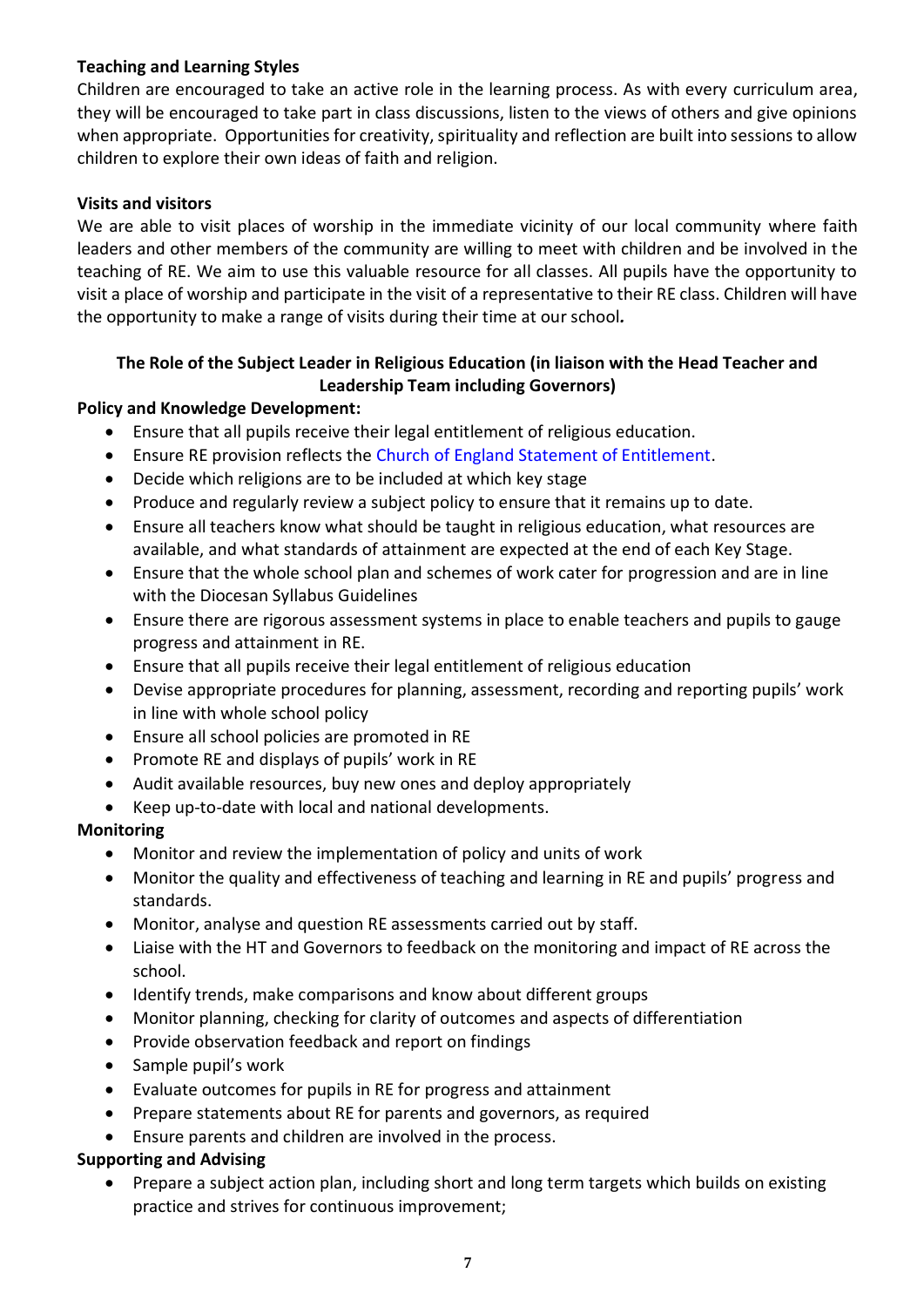**Teaching and Learning Styles**

Children are encouraged to take an active role in the learning process. As with every curriculum area, they will be encouraged to take part in class discussions, listen to the views of others and give opinions when appropriate. Opportunities for creativity, spirituality and reflection are built into sessions to allow children to explore their own ideas of faith and religion.

**Visits and visitors**

We are able to visit places of worship in the immediate vicinity of our local community where faith leaders and other members of the community are willing to meet with children and be involved in the teaching of RE. We aim to use this valuable resource for all classes. All pupils have the opportunity to visit a place of worship and participate in the visit of a representative to their RE class. Children will have the opportunity to make a range of visits during their time at our school***.***

**The Role of the Subject Leader in Religious Education (in liaison with the Head Teacher and Leadership Team including Governors)**

**Policy and Knowledge Development:**

- Ensure that all pupils receive their legal entitlement of religious education.
- Ensure RE provision reflects the Church of England Statement of Entitlement.
- Decide which religions are to be included at which key stage
- Produce and regularly review a subject policy to ensure that it remains up to date.
- Ensure all teachers know what should be taught in religious education, what resources are available, and what standards of attainment are expected at the end of each Key Stage.
- Ensure that the whole school plan and schemes of work cater for progression and are in line with the Diocesan Syllabus Guidelines
- Ensure there are rigorous assessment systems in place to enable teachers and pupils to gauge progress and attainment in RE.
- Ensure that all pupils receive their legal entitlement of religious education
- Devise appropriate procedures for planning, assessment, recording and reporting pupils' work in line with whole school policy
- Ensure all school policies are promoted in RE
- Promote RE and displays of pupils' work in RE
- Audit available resources, buy new ones and deploy appropriately
- Keep up-to-date with local and national developments.

**Monitoring**

- Monitor and review the implementation of policy and units of work
- Monitor the quality and effectiveness of teaching and learning in RE and pupils' progress and standards.
- Monitor, analyse and question RE assessments carried out by staff.
- Liaise with the HT and Governors to feedback on the monitoring and impact of RE across the school.
- Identify trends, make comparisons and know about different groups
- Monitor planning, checking for clarity of outcomes and aspects of differentiation
- Provide observation feedback and report on findings
- Sample pupil's work
- Evaluate outcomes for pupils in RE for progress and attainment
- Prepare statements about RE for parents and governors, as required
- Ensure parents and children are involved in the process.

**Supporting and Advising**

- Prepare a subject action plan, including short and long term targets which builds on existing practice and strives for continuous improvement;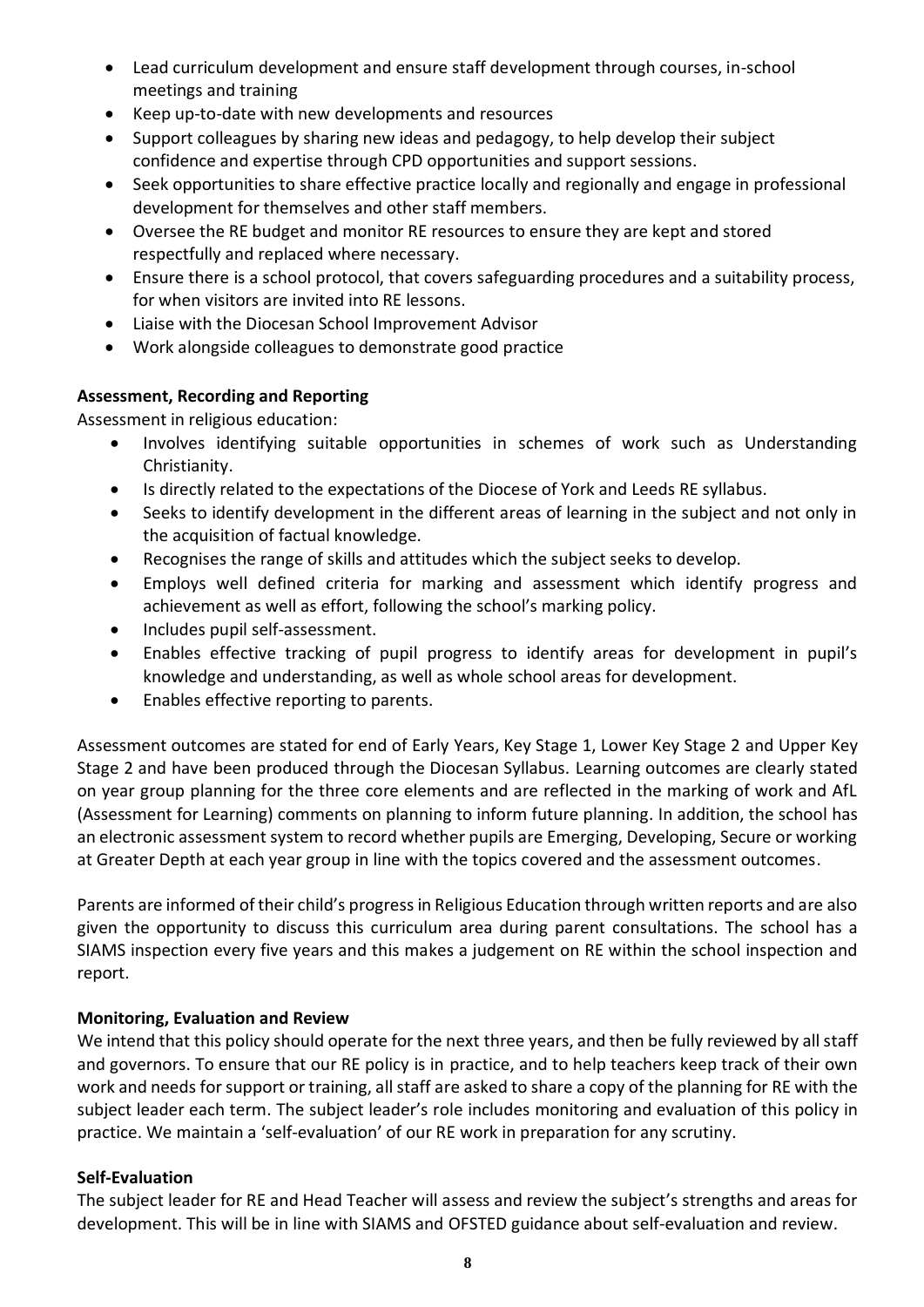- Lead curriculum development and ensure staff development through courses, in-school meetings and training
- Keep up-to-date with new developments and resources
- Support colleagues by sharing new ideas and pedagogy, to help develop their subject confidence and expertise through CPD opportunities and support sessions.
- Seek opportunities to share effective practice locally and regionally and engage in professional development for themselves and other staff members.
- Oversee the RE budget and monitor RE resources to ensure they are kept and stored respectfully and replaced where necessary.
- Ensure there is a school protocol, that covers safeguarding procedures and a suitability process, for when visitors are invited into RE lessons.
- Liaise with the Diocesan School Improvement Advisor
- Work alongside colleagues to demonstrate good practice

**Assessment, Recording and Reporting**

Assessment in religious education:

- Involves identifying suitable opportunities in schemes of work such as Understanding Christianity.
- Is directly related to the expectations of the Diocese of York and Leeds RE syllabus.
- Seeks to identify development in the different areas of learning in the subject and not only in the acquisition of factual knowledge.
- Recognises the range of skills and attitudes which the subject seeks to develop.
- Employs well defined criteria for marking and assessment which identify progress and achievement as well as effort, following the school's marking policy.
- Includes pupil self-assessment.
- Enables effective tracking of pupil progress to identify areas for development in pupil's knowledge and understanding, as well as whole school areas for development.
- Enables effective reporting to parents.

Assessment outcomes are stated for end of Early Years, Key Stage 1, Lower Key Stage 2 and Upper Key Stage 2 and have been produced through the Diocesan Syllabus. Learning outcomes are clearly stated on year group planning for the three core elements and are reflected in the marking of work and AfL (Assessment for Learning) comments on planning to inform future planning. In addition, the school has an electronic assessment system to record whether pupils are Emerging, Developing, Secure or working at Greater Depth at each year group in line with the topics covered and the assessment outcomes.

Parents are informed of their child's progress in Religious Education through written reports and are also given the opportunity to discuss this curriculum area during parent consultations. The school has a SIAMS inspection every five years and this makes a judgement on RE within the school inspection and report.

**Monitoring, Evaluation and Review**

We intend that this policy should operate for the next three years, and then be fully reviewed by all staff and governors. To ensure that our RE policy is in practice, and to help teachers keep track of their own work and needs for support or training, all staff are asked to share a copy of the planning for RE with the subject leader each term. The subject leader's role includes monitoring and evaluation of this policy in practice. We maintain a 'self-evaluation' of our RE work in preparation for any scrutiny.

**Self-Evaluation**

The subject leader for RE and Head Teacher will assess and review the subject's strengths and areas for development. This will be in line with SIAMS and OFSTED guidance about self-evaluation and review.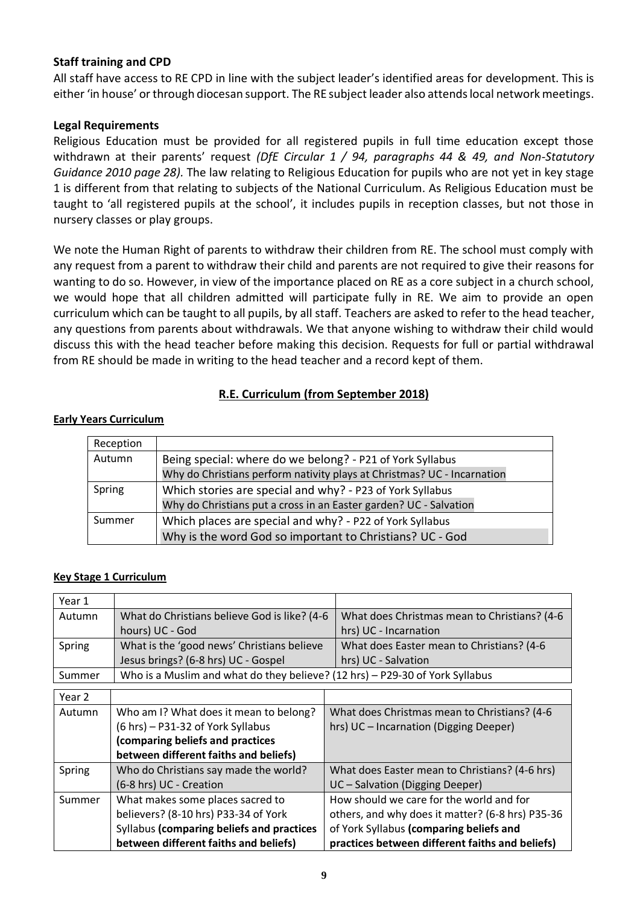### Staff training and CPD

All staff have access to RE CPD in line with the subject leader's identified areas for development. This is either 'in house' or through diocesan support. The RE subject leader also attends local network meetings.

### Legal Requirements

Religious Education must be provided for all registered pupils in full time education except those withdrawn at their parents' request *(DfE Circular 1 / 94, paragraphs 44 & 49, and Non-Statutory Guidance 2010 page 28).* The law relating to Religious Education for pupils who are not yet in key stage 1 is different from that relating to subjects of the National Curriculum. As Religious Education must be taught to 'all registered pupils at the school', it includes pupils in reception classes, but not those in nursery classes or play groups.

We note the Human Right of parents to withdraw their children from RE. The school must comply with any request from a parent to withdraw their child and parents are not required to give their reasons for wanting to do so. However, in view of the importance placed on RE as a core subject in a church school, we would hope that all children admitted will participate fully in RE. We aim to provide an open curriculum which can be taught to all pupils, by all staff. Teachers are asked to refer to the head teacher, any questions from parents about withdrawals. We that anyone wishing to withdraw their child would discuss this with the head teacher before making this decision. Requests for full or partial withdrawal from RE should be made in writing to the head teacher and a record kept of them.

## R.E. Curriculum (from September 2018)

### Early Years Curriculum

| Reception | |
|---|---|
| Autumn | Being special: where do we belong? - P21 of York Syllabus<br>Why do Christians perform nativity plays at Christmas? UC - Incarnation |
| Spring | Which stories are special and why? - P23 of York Syllabus<br>Why do Christians put a cross in an Easter garden? UC - Salvation |
| Summer | Which places are special and why? - P22 of York Syllabus<br>Why is the word God so important to Christians? UC - God |

### Key Stage 1 Curriculum

| Year 1 | | |
|---|---|---|
| Autumn | What do Christians believe God is like? (4-6 hours) UC - God | What does Christmas mean to Christians? (4-6 hrs) UC - Incarnation |
| Spring | What is the 'good news' Christians believe Jesus brings? (6-8 hrs) UC - Gospel | What does Easter mean to Christians? (4-6 hrs) UC - Salvation |
| Summer | Who is a Muslim and what do they believe? (12 hrs) – P29-30 of York Syllabus | |

| Year 2 | | |
|---|---|---|
| Autumn | Who am I? What does it mean to belong? (6 hrs) – P31-32 of York Syllabus **(comparing beliefs and practices between different faiths and beliefs)** | What does Christmas mean to Christians? (4-6 hrs) UC – Incarnation (Digging Deeper) |
| Spring | Who do Christians say made the world? (6-8 hrs) UC - Creation | What does Easter mean to Christians? (4-6 hrs) UC – Salvation (Digging Deeper) |
| Summer | What makes some places sacred to believers? (8-10 hrs) P33-34 of York Syllabus **(comparing beliefs and practices between different faiths and beliefs)** | How should we care for the world and for others, and why does it matter? (6-8 hrs) P35-36 of York Syllabus **(comparing beliefs and practices between different faiths and beliefs)** |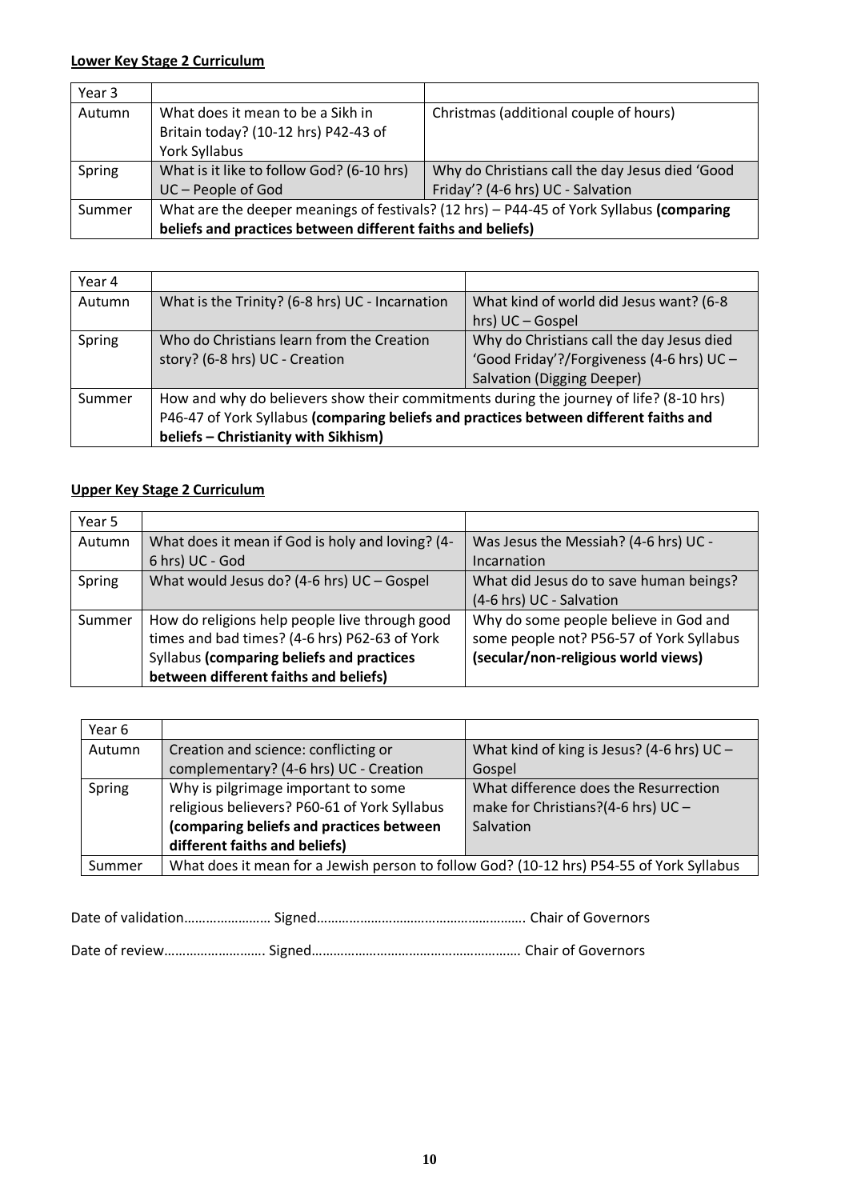**Lower Key Stage 2 Curriculum**

| Year 3 | | |
|---|---|---|
| Autumn | What does it mean to be a Sikh in Britain today? (10-12 hrs) P42-43 of York Syllabus | Christmas (additional couple of hours) |
| Spring | What is it like to follow God? (6-10 hrs) UC – People of God | Why do Christians call the day Jesus died 'Good Friday'? (4-6 hrs) UC - Salvation |
| Summer | What are the deeper meanings of festivals? (12 hrs) – P44-45 of York Syllabus **(comparing beliefs and practices between different faiths and beliefs)** | |

| Year 4 | | |
|---|---|---|
| Autumn | What is the Trinity? (6-8 hrs) UC - Incarnation | What kind of world did Jesus want? (6-8 hrs) UC – Gospel |
| Spring | Who do Christians learn from the Creation story? (6-8 hrs) UC - Creation | Why do Christians call the day Jesus died 'Good Friday'?/Forgiveness (4-6 hrs) UC – Salvation (Digging Deeper) |
| Summer | How and why do believers show their commitments during the journey of life? (8-10 hrs) P46-47 of York Syllabus **(comparing beliefs and practices between different faiths and beliefs – Christianity with Sikhism)** | |

**Upper Key Stage 2 Curriculum**

| Year 5 | | |
|---|---|---|
| Autumn | What does it mean if God is holy and loving? (4-6 hrs) UC - God | Was Jesus the Messiah? (4-6 hrs) UC - Incarnation |
| Spring | What would Jesus do? (4-6 hrs) UC – Gospel | What did Jesus do to save human beings? (4-6 hrs) UC - Salvation |
| Summer | How do religions help people live through good times and bad times? (4-6 hrs) P62-63 of York Syllabus **(comparing beliefs and practices between different faiths and beliefs)** | Why do some people believe in God and some people not? P56-57 of York Syllabus **(secular/non-religious world views)** |

| Year 6 | | |
|---|---|---|
| Autumn | Creation and science: conflicting or complementary? (4-6 hrs) UC - Creation | What kind of king is Jesus? (4-6 hrs) UC – Gospel |
| Spring | Why is pilgrimage important to some religious believers? P60-61 of York Syllabus **(comparing beliefs and practices between different faiths and beliefs)** | What difference does the Resurrection make for Christians?(4-6 hrs) UC – Salvation |
| Summer | What does it mean for a Jewish person to follow God? (10-12 hrs) P54-55 of York Syllabus | |

Date of validation…………………… Signed………………………………………………. Chair of Governors

Date of review………………………. Signed………………………………………………… Chair of Governors